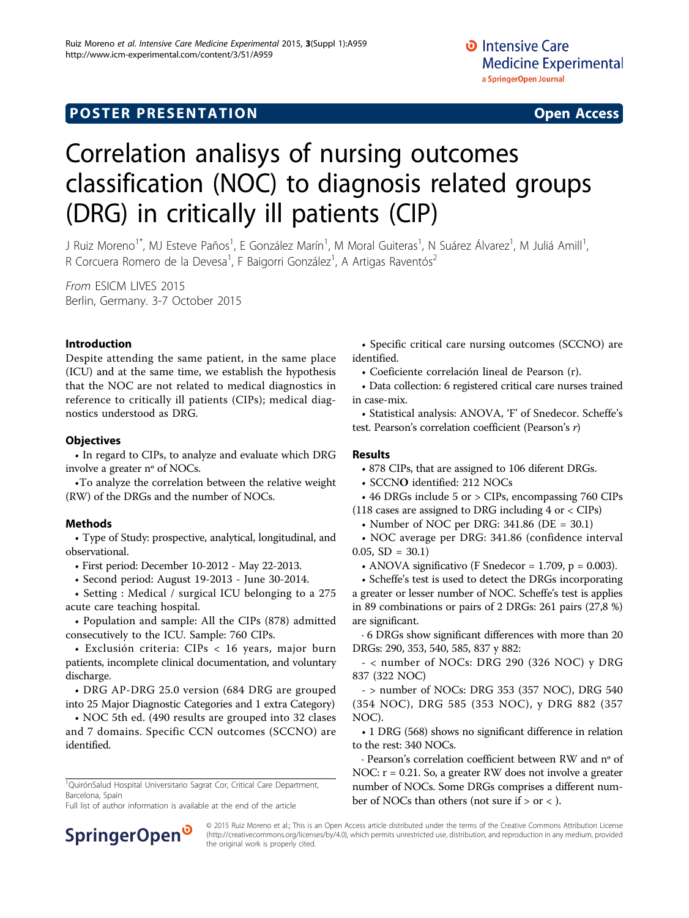POSTER PRESENTATION

Open Access

# Correlation analisys of nursing outcomes classification (NOC) to diagnosis related groups (DRG) in critically ill patients (CIP)

J Ruiz Moreno[1*], MJ Esteve Paños[1], E González Marín[1], M Moral Guiteras[1], N Suárez Álvarez[1], M Juliá Amill[1], R Corcuera Romero de la Devesa[1], F Baigorri González[1], A Artigas Raventós[2]

*From* ESICM LIVES 2015
Berlin, Germany. 3-7 October 2015

## Introduction

Despite attending the same patient, in the same place (ICU) and at the same time, we establish the hypothesis that the NOC are not related to medical diagnostics in reference to critically ill patients (CIPs); medical diagnostics understood as DRG.

## Objectives

- In regard to CIPs, to analyze and evaluate which DRG involve a greater nº of NOCs.
- To analyze the correlation between the relative weight (RW) of the DRGs and the number of NOCs.

## Methods

- Type of Study: prospective, analytical, longitudinal, and observational.
- First period: December 10-2012 - May 22-2013.
- Second period: August 19-2013 - June 30-2014.
- Setting : Medical / surgical ICU belonging to a 275 acute care teaching hospital.
- Population and sample: All the CIPs (878) admitted consecutively to the ICU. Sample: 760 CIPs.
- Exclusión criteria: CIPs < 16 years, major burn patients, incomplete clinical documentation, and voluntary discharge.
- DRG AP-DRG 25.0 version (684 DRG are grouped into 25 Major Diagnostic Categories and 1 extra Category)
- NOC 5th ed. (490 results are grouped into 32 clases and 7 domains. Specific CCN outcomes (SCCNO) are identified.
- Specific critical care nursing outcomes (SCCNO) are identified.
- Coeficiente correlación lineal de Pearson (r).
- Data collection: 6 registered critical care nurses trained in case-mix.
- Statistical analysis: ANOVA, 'F' of Snedecor. Scheffe's test. Pearson's correlation coefficient (Pearson's *r*)

## Results

- 878 CIPs, that are assigned to 106 diferent DRGs.
- SCCN**O** identified: 212 NOCs
- 46 DRGs include 5 or > CIPs, encompassing 760 CIPs (118 cases are assigned to DRG including 4 or < CIPs)
- Number of NOC per DRG: 341.86 (DE = 30.1)
- NOC average per DRG: 341.86 (confidence interval 0.05, SD = 30.1)
- ANOVA significativo (F Snedecor = 1.709, p = 0.003).
- Scheffe's test is used to detect the DRGs incorporating a greater or lesser number of NOC. Scheffe's test is applies in 89 combinations or pairs of 2 DRGs: 261 pairs (27,8 %) are significant.

· 6 DRGs show significant differences with more than 20 DRGs: 290, 353, 540, 585, 837 y 882:

- < number of NOCs: DRG 290 (326 NOC) y DRG 837 (322 NOC)

- > number of NOCs: DRG 353 (357 NOC), DRG 540 (354 NOC), DRG 585 (353 NOC), y DRG 882 (357 NOC).

- 1 DRG (568) shows no significant difference in relation to the rest: 340 NOCs.

· Pearson's correlation coefficient between RW and nº of NOC: r = 0.21. So, a greater RW does not involve a greater number of NOCs. Some DRGs comprises a different number of NOCs than others (not sure if > or < ).

[1]QuirónSalud Hospital Universitario Sagrat Cor, Critical Care Department, Barcelona, Spain
Full list of author information is available at the end of the article

© 2015 Ruiz Moreno et al.; This is an Open Access article distributed under the terms of the Creative Commons Attribution License (http://creativecommons.org/licenses/by/4.0), which permits unrestricted use, distribution, and reproduction in any medium, provided the original work is properly cited.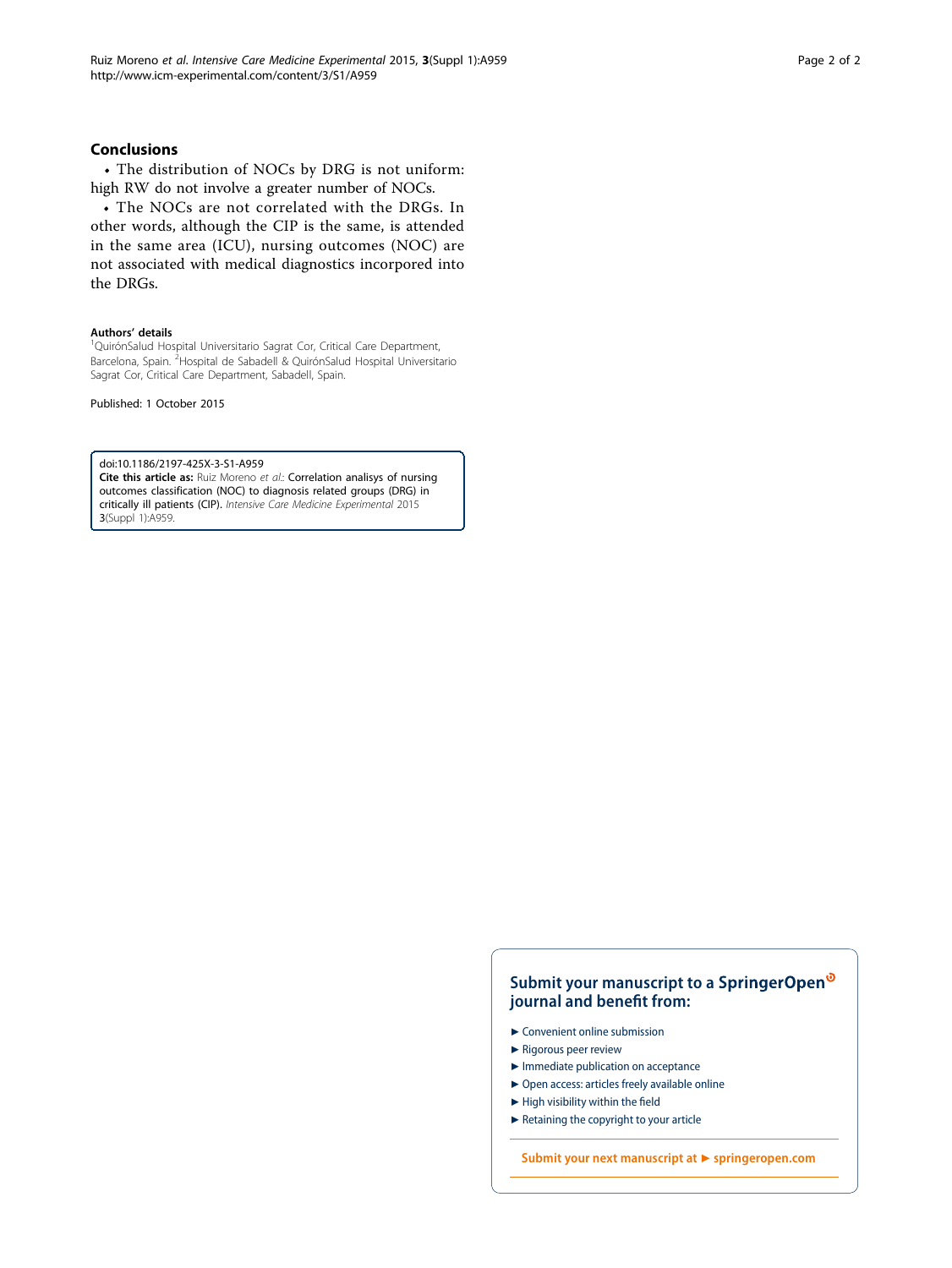## Conclusions

- The distribution of NOCs by DRG is not uniform: high RW do not involve a greater number of NOCs.
- The NOCs are not correlated with the DRGs. In other words, although the CIP is the same, is attended in the same area (ICU), nursing outcomes (NOC) are not associated with medical diagnostics incorporeed into the DRGs.

#### Authors' details

[1]QuirónSalud Hospital Universitario Sagrat Cor, Critical Care Department, Barcelona, Spain. [2]Hospital de Sabadell & QuirónSalud Hospital Universitario Sagrat Cor, Critical Care Department, Sabadell, Spain.

Published: 1 October 2015

doi:10.1186/2197-425X-3-S1-A959

**Cite this article as:** Ruiz Moreno *et al.*: Correlation analisys of nursing outcomes classification (NOC) to diagnosis related groups (DRG) in critically ill patients (CIP). *Intensive Care Medicine Experimental* 2015 **3**(Suppl 1):A959.

**Submit your manuscript to a SpringerOpen journal and benefit from:**

- ► Convenient online submission
- ► Rigorous peer review
- ► Immediate publication on acceptance
- ► Open access: articles freely available online
- ► High visibility within the field
- ► Retaining the copyright to your article

**Submit your next manuscript at ► springeropen.com**